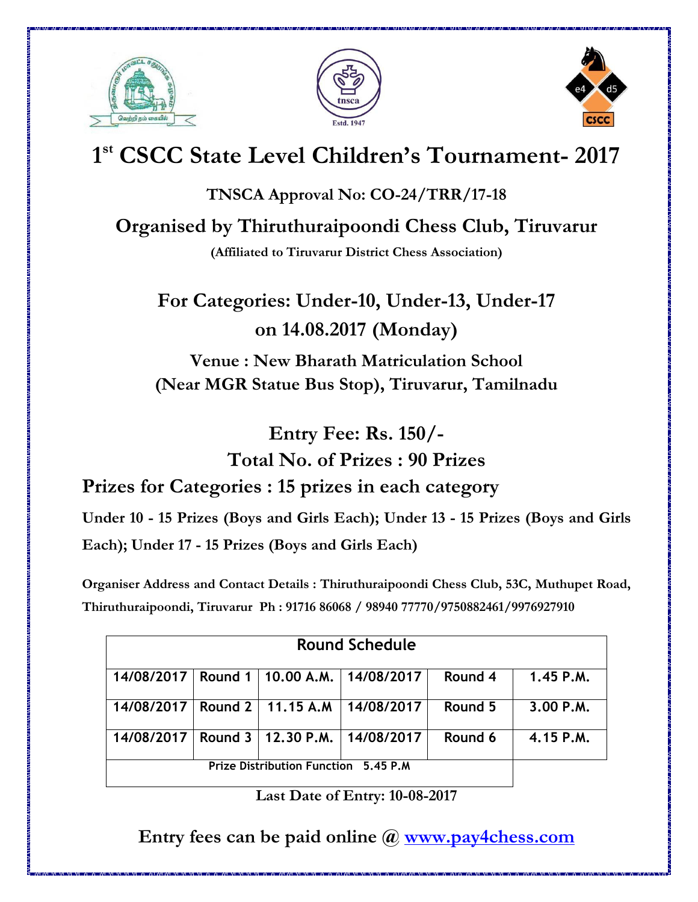# 1st CSCC State Level Children's Tournament- 2017

**TNSCA Approval No: CO-24/TRR/17-18**

## Organised by Thiruthuraipoondi Chess Club, Tiruvarur

**(Affiliated to Tiruvarur District Chess Association)**

## For Categories: Under-10, Under-13, Under-17 on 14.08.2017 (Monday)

**Venue : New Bharath Matriculation School (Near MGR Statue Bus Stop), Tiruvarur, Tamilnadu**

## Entry Fee: Rs. 150/-

## Total No. of Prizes : 90 Prizes

## Prizes for Categories : 15 prizes in each category

**Under 10 - 15 Prizes (Boys and Girls Each); Under 13 - 15 Prizes (Boys and Girls Each); Under 17 - 15 Prizes (Boys and Girls Each)**

**Organiser Address and Contact Details : Thiruthuraipoondi Chess Club, 53C, Muthupet Road, Thiruthuraipoondi, Tiruvarur Ph : 91716 86068 / 98940 77770/9750882461/9976927910**

| Round Schedule | | | | | |
|---|---|---|---|---|---|
| 14/08/2017 | Round 1 | 10.00 A.M. | 14/08/2017 | Round 4 | 1.45 P.M. |
| 14/08/2017 | Round 2 | 11.15 A.M | 14/08/2017 | Round 5 | 3.00 P.M. |
| 14/08/2017 | Round 3 | 12.30 P.M. | 14/08/2017 | Round 6 | 4.15 P.M. |
| Prize Distribution Function 5.45 P.M | | | | | |

**Last Date of Entry: 10-08-2017**

## Entry fees can be paid online @ www.pay4chess.com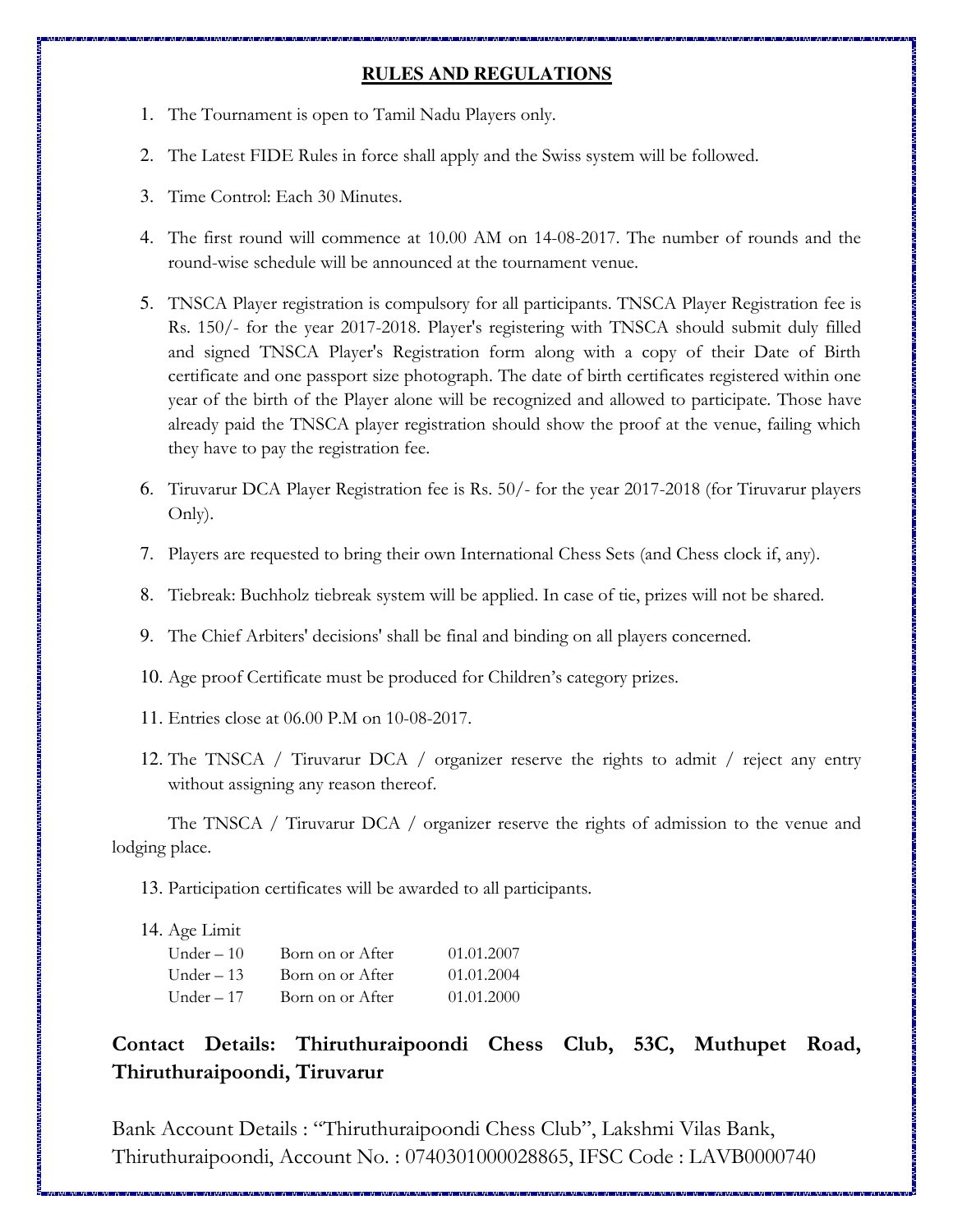## RULES AND REGULATIONS

1. The Tournament is open to Tamil Nadu Players only.
2. The Latest FIDE Rules in force shall apply and the Swiss system will be followed.
3. Time Control: Each 30 Minutes.
4. The first round will commence at 10.00 AM on 14-08-2017. The number of rounds and the round-wise schedule will be announced at the tournament venue.
5. TNSCA Player registration is compulsory for all participants. TNSCA Player Registration fee is Rs. 150/- for the year 2017-2018. Player's registering with TNSCA should submit duly filled and signed TNSCA Player's Registration form along with a copy of their Date of Birth certificate and one passport size photograph. The date of birth certificates registered within one year of the birth of the Player alone will be recognized and allowed to participate. Those have already paid the TNSCA player registration should show the proof at the venue, failing which they have to pay the registration fee.
6. Tiruvarur DCA Player Registration fee is Rs. 50/- for the year 2017-2018 (for Tiruvarur players Only).
7. Players are requested to bring their own International Chess Sets (and Chess clock if, any).
8. Tiebreak: Buchholz tiebreak system will be applied. In case of tie, prizes will not be shared.
9. The Chief Arbiters' decisions' shall be final and binding on all players concerned.
10. Age proof Certificate must be produced for Children's category prizes.
11. Entries close at 06.00 P.M on 10-08-2017.
12. The TNSCA / Tiruvarur DCA / organizer reserve the rights to admit / reject any entry without assigning any reason thereof.

The TNSCA / Tiruvarur DCA / organizer reserve the rights of admission to the venue and lodging place.

13. Participation certificates will be awarded to all participants.
14. Age Limit

| | | |
|---|---|---|
| Under – 10 | Born on or After | 01.01.2007 |
| Under – 13 | Born on or After | 01.01.2004 |
| Under – 17 | Born on or After | 01.01.2000 |

**Contact Details: Thiruthuraipoondi Chess Club, 53C, Muthupet Road, Thiruthuraipoondi, Tiruvarur**

Bank Account Details : "Thiruthuraipoondi Chess Club", Lakshmi Vilas Bank, Thiruthuraipoondi, Account No. : 0740301000028865, IFSC Code : LAVB0000740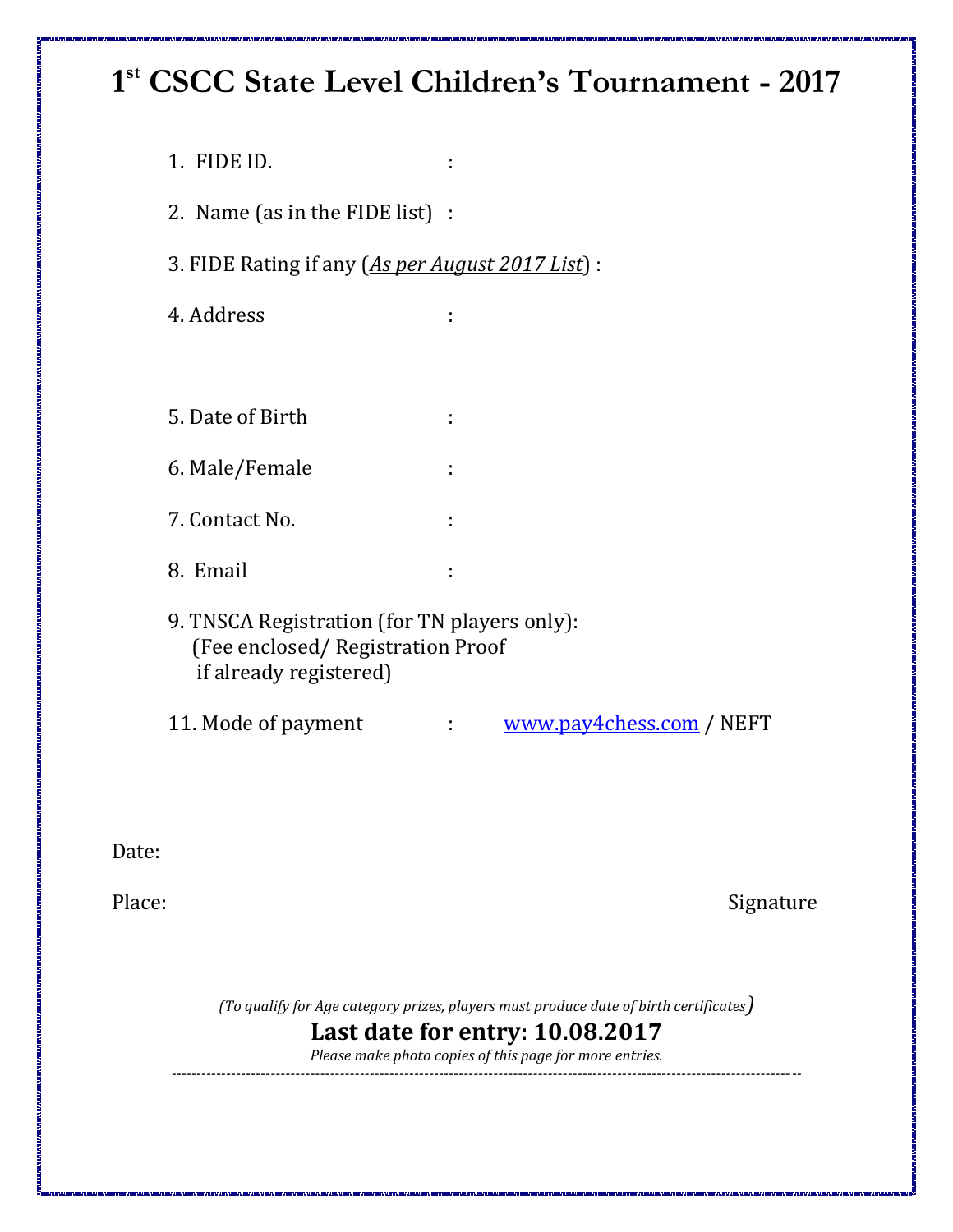# 1st CSCC State Level Children's Tournament - 2017

1. FIDE ID. :

2. Name (as in the FIDE list) :

3. FIDE Rating if any (*As per August 2017 List*) :

4. Address :

5. Date of Birth :

6. Male/Female :

7. Contact No. :

8. Email :

9. TNSCA Registration (for TN players only):
   (Fee enclosed/ Registration Proof
   if already registered)

11. Mode of payment : www.pay4chess.com / NEFT

Date:

Place: Signature

*(To qualify for Age category prizes, players must produce date of birth certificates)*

**Last date for entry: 10.08.2017**

*Please make photo copies of this page for more entries.*

---